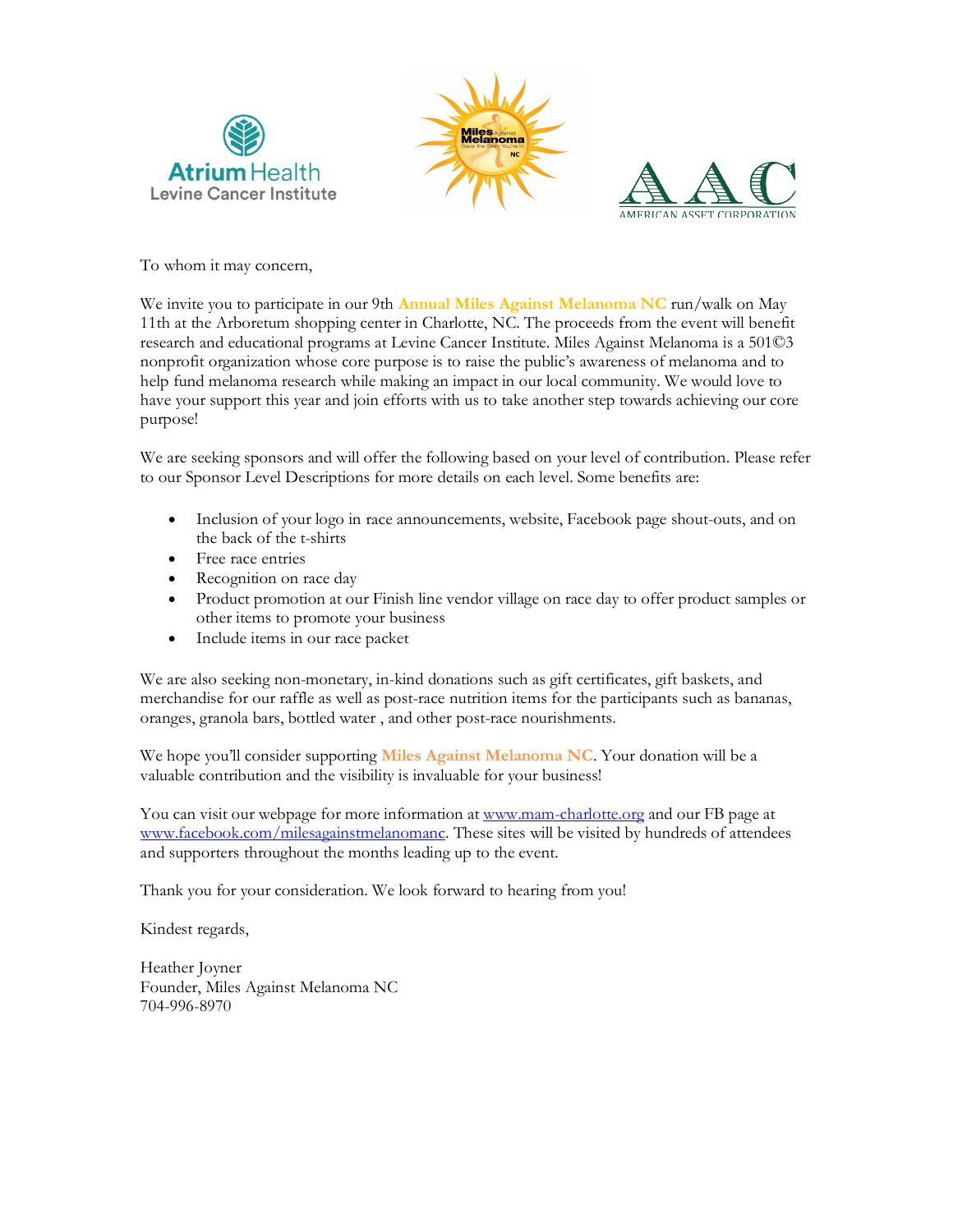To whom it may concern,

We invite you to participate in our 9th **Annual Miles Against Melanoma NC** run/walk on May 11th at the Arboretum shopping center in Charlotte, NC. The proceeds from the event will benefit research and educational programs at Levine Cancer Institute. Miles Against Melanoma is a 501©3 nonprofit organization whose core purpose is to raise the public's awareness of melanoma and to help fund melanoma research while making an impact in our local community. We would love to have your support this year and join efforts with us to take another step towards achieving our core purpose!

We are seeking sponsors and will offer the following based on your level of contribution. Please refer to our Sponsor Level Descriptions for more details on each level. Some benefits are:

- Inclusion of your logo in race announcements, website, Facebook page shout-outs, and on the back of the t-shirts
- Free race entries
- Recognition on race day
- Product promotion at our Finish line vendor village on race day to offer product samples or other items to promote your business
- Include items in our race packet

We are also seeking non-monetary, in-kind donations such as gift certificates, gift baskets, and merchandise for our raffle as well as post-race nutrition items for the participants such as bananas, oranges, granola bars, bottled water , and other post-race nourishments.

We hope you'll consider supporting **Miles Against Melanoma NC**. Your donation will be a valuable contribution and the visibility is invaluable for your business!

You can visit our webpage for more information at www.mam-charlotte.org and our FB page at www.facebook.com/milesagainstmelanomanc. These sites will be visited by hundreds of attendees and supporters throughout the months leading up to the event.

Thank you for your consideration. We look forward to hearing from you!

Kindest regards,

Heather Joyner
Founder, Miles Against Melanoma NC
704-996-8970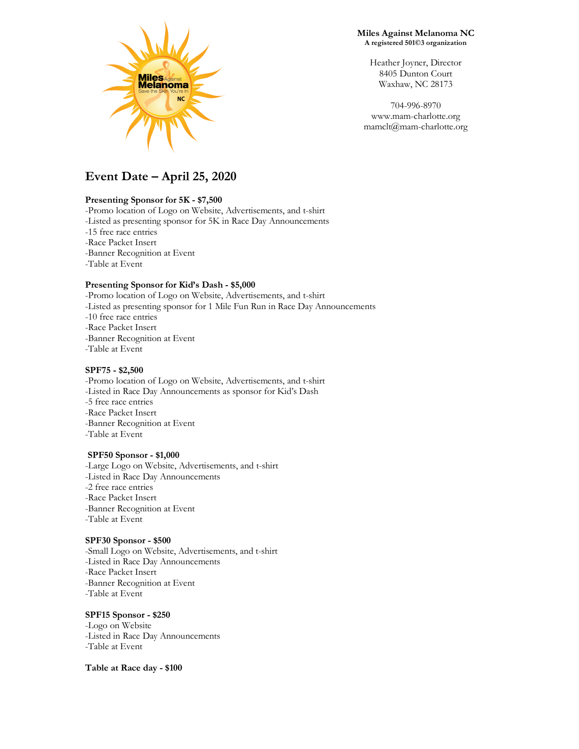**Miles Against Melanoma NC**
**A registered 501©3 organization**

Heather Joyner, Director
8405 Dunton Court
Waxhaw, NC 28173

704-996-8970
www.mam-charlotte.org
mamclt@mam-charlotte.org

## Event Date – April 25, 2020

**Presenting Sponsor for 5K - $7,500**
-Promo location of Logo on Website, Advertisements, and t-shirt
-Listed as presenting sponsor for 5K in Race Day Announcements
-15 free race entries
-Race Packet Insert
-Banner Recognition at Event
-Table at Event

**Presenting Sponsor for Kid's Dash - $5,000**
-Promo location of Logo on Website, Advertisements, and t-shirt
-Listed as presenting sponsor for 1 Mile Fun Run in Race Day Announcements
-10 free race entries
-Race Packet Insert
-Banner Recognition at Event
-Table at Event

**SPF75 - $2,500**
-Promo location of Logo on Website, Advertisements, and t-shirt
-Listed in Race Day Announcements as sponsor for Kid's Dash
-5 free race entries
-Race Packet Insert
-Banner Recognition at Event
-Table at Event

**SPF50 Sponsor - $1,000**
-Large Logo on Website, Advertisements, and t-shirt
-Listed in Race Day Announcements
-2 free race entries
-Race Packet Insert
-Banner Recognition at Event
-Table at Event

**SPF30 Sponsor - $500**
-Small Logo on Website, Advertisements, and t-shirt
-Listed in Race Day Announcements
-Race Packet Insert
-Banner Recognition at Event
-Table at Event

**SPF15 Sponsor - $250**
-Logo on Website
-Listed in Race Day Announcements
-Table at Event

**Table at Race day - $100**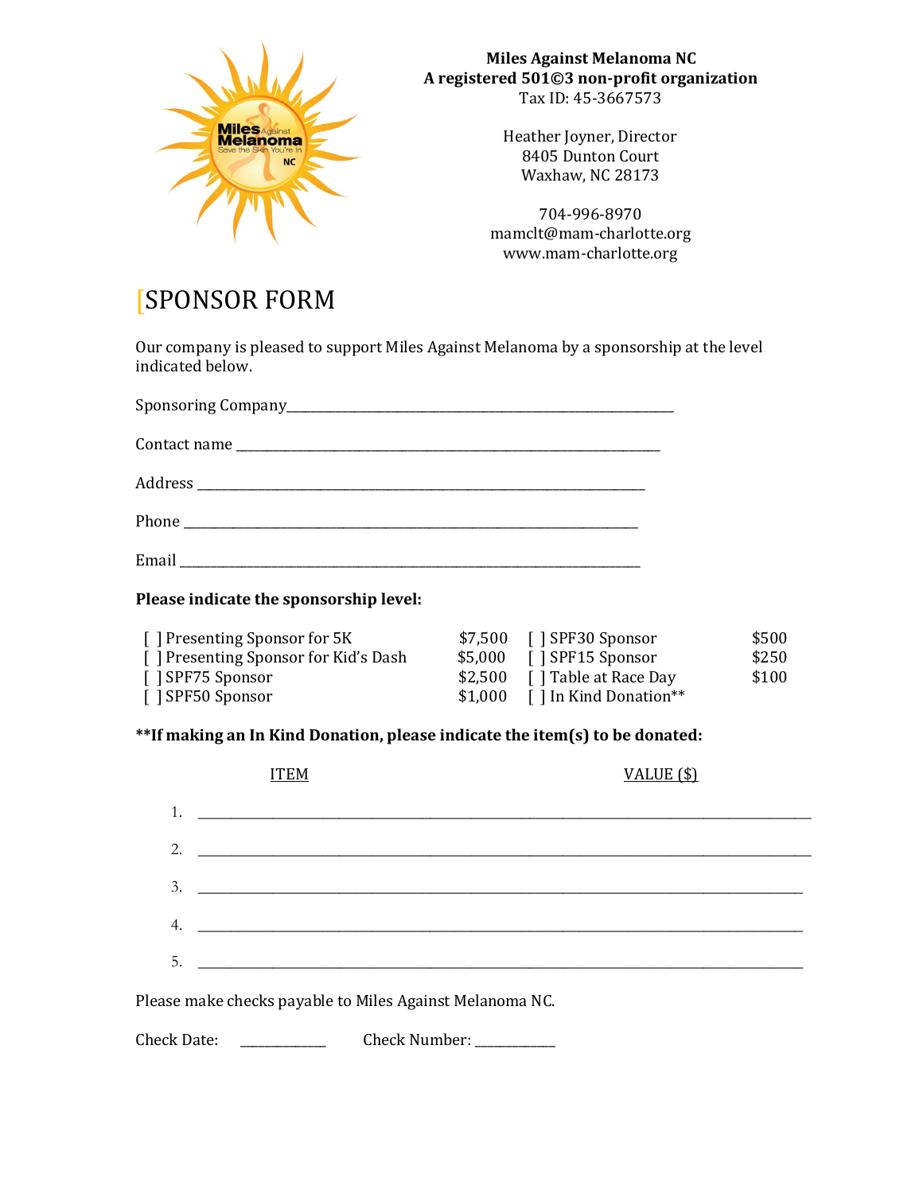**Miles Against Melanoma NC**
**A registered 501©3 non-profit organization**
Tax ID: 45-3667573

Heather Joyner, Director
8405 Dunton Court
Waxhaw, NC 28173

704-996-8970
mamclt@mam-charlotte.org
www.mam-charlotte.org

# [SPONSOR FORM

Our company is pleased to support Miles Against Melanoma by a sponsorship at the level indicated below.

Sponsoring Company_______________________________________________________

Contact name ___________________________________________________________

Address _______________________________________________________________

Phone ________________________________________________________________

Email ________________________________________________________________

**Please indicate the sponsorship level:**

| | | | |
|---|---|---|---|
| [ ] Presenting Sponsor for 5K | $7,500 | [ ] SPF30 Sponsor | $500 |
| [ ] Presenting Sponsor for Kid's Dash | $5,000 | [ ] SPF15 Sponsor | $250 |
| [ ] SPF75 Sponsor | $2,500 | [ ] Table at Race Day | $100 |
| [ ] SPF50 Sponsor | $1,000 | [ ] In Kind Donation** | |

**\*\*If making an In Kind Donation, please indicate the item(s) to be donated:**

| ITEM | VALUE ($) |
|---|---|
| 1. | |
| 2. | |
| 3. | |
| 4. | |
| 5. | |

Please make checks payable to Miles Against Melanoma NC.

Check Date: ___________  Check Number: ___________